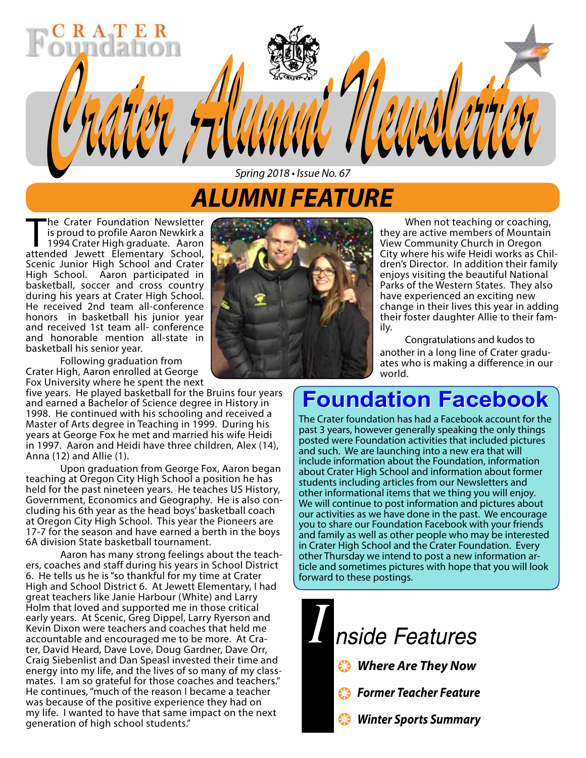# Crater Alumni Newsletter

CRATER Foundation

*Spring 2018 • Issue No. 67*

## ALUMNI FEATURE

The Crater Foundation Newsletter is proud to profile Aaron Newkirk a 1994 Crater High graduate. Aaron attended Jewett Elementary School, Scenic Junior High School and Crater High School. Aaron participated in basketball, soccer and cross country during his years at Crater High School. He received 2nd team all-conference honors in basketball his junior year and received 1st team all- conference and honorable mention all-state in basketball his senior year.

Following graduation from Crater High, Aaron enrolled at George Fox University where he spent the next five years. He played basketball for the Bruins four years and earned a Bachelor of Science degree in History in 1998. He continued with his schooling and received a Master of Arts degree in Teaching in 1999. During his years at George Fox he met and married his wife Heidi in 1997. Aaron and Heidi have three children, Alex (14), Anna (12) and Allie (1).

Upon graduation from George Fox, Aaron began teaching at Oregon City High School a position he has held for the past nineteen years. He teaches US History, Government, Economics and Geography. He is also concluding his 6th year as the head boys' basketball coach at Oregon City High School. This year the Pioneers are 17-7 for the season and have earned a berth in the boys 6A division State basketball tournament.

Aaron has many strong feelings about the teachers, coaches and staff during his years in School District 6. He tells us he is "so thankful for my time at Crater High and School District 6. At Jewett Elementary, I had great teachers like Janie Harbour (White) and Larry Holm that loved and supported me in those critical early years. At Scenic, Greg Dippel, Larry Ryerson and Kevin Dixon were teachers and coaches that held me accountable and encouraged me to be more. At Crater, David Heard, Dave Love, Doug Gardner, Dave Orr, Craig Siebenlist and Dan Speasl invested their time and energy into my life, and the lives of so many of my classmates. I am so grateful for those coaches and teachers." He continues, "much of the reason I became a teacher was because of the positive experience they had on my life. I wanted to have that same impact on the next generation of high school students."

When not teaching or coaching, they are active members of Mountain View Community Church in Oregon City where his wife Heidi works as Children's Director. In addition their family enjoys visiting the beautiful National Parks of the Western States. They also have experienced an exciting new change in their lives this year in adding their foster daughter Allie to their family.

Congratulations and kudos to another in a long line of Crater graduates who is making a difference in our world.

## Foundation Facebook

The Crater foundation has had a Facebook account for the past 3 years, however generally speaking the only things posted were Foundation activities that included pictures and such. We are launching into a new era that will include information about the Foundation, information about Crater High School and information about former students including articles from our Newsletters and other informational items that we thing you will enjoy. We will continue to post information and pictures about our activities as we have done in the past. We encourage you to share our Foundation Facebook with your friends and family as well as other people who may be interested in Crater High School and the Crater Foundation. Every other Thursday we intend to post a new information article and sometimes pictures with hope that you will look forward to these postings.

## Inside Features

- ***Where Are They Now***
- ***Former Teacher Feature***
- ***Winter Sports Summary***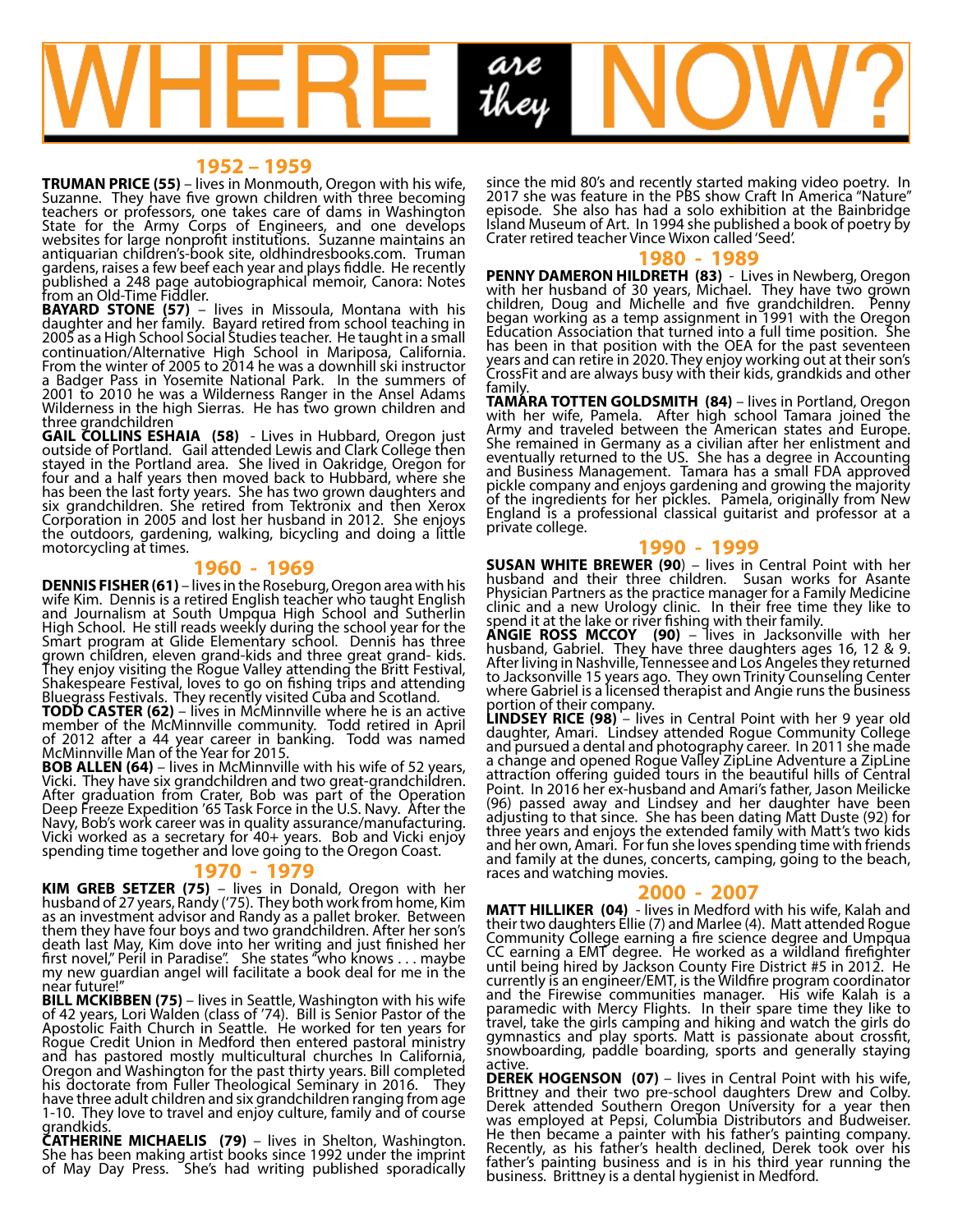# WHERE *are they* NOW?

## 1952 – 1959

**TRUMAN PRICE (55)** – lives in Monmouth, Oregon with his wife, Suzanne. They have five grown children with three becoming teachers or professors, one takes care of dams in Washington State for the Army Corps of Engineers, and one develops websites for large nonprofit institutions. Suzanne maintains an antiquarian children's-book site, oldhindresbooks.com. Truman gardens, raises a few beef each year and plays fiddle. He recently published a 248 page autobiographical memoir, Canora: Notes from an Old-Time Fiddler.

**BAYARD STONE (57)** – lives in Missoula, Montana with his daughter and her family. Bayard retired from school teaching in 2005 as a High School Social Studies teacher. He taught in a small continuation/Alternative High School in Mariposa, California. From the winter of 2005 to 2014 he was a downhill ski instructor a Badger Pass in Yosemite National Park. In the summers of 2001 to 2010 he was a Wilderness Ranger in the Ansel Adams Wilderness in the high Sierras. He has two grown children and three grandchildren

**GAIL COLLINS ESHAIA (58)** - Lives in Hubbard, Oregon just outside of Portland. Gail attended Lewis and Clark College then stayed in the Portland area. She lived in Oakridge, Oregon for four and a half years then moved back to Hubbard, where she has been the last forty years. She has two grown daughters and six grandchildren. She retired from Tektronix and then Xerox Corporation in 2005 and lost her husband in 2012. She enjoys the outdoors, gardening, walking, bicycling and doing a little motorcycling at times.

## 1960 - 1969

**DENNIS FISHER (61)** – lives in the Roseburg, Oregon area with his wife Kim. Dennis is a retired English teacher who taught English and Journalism at South Umpqua High School and Sutherlin High School. He still reads weekly during the school year for the Smart program at Glide Elementary school. Dennis has three grown children, eleven grand-kids and three great grand- kids. They enjoy visiting the Rogue Valley attending the Britt Festival, Shakespeare Festival, loves to go on fishing trips and attending Bluegrass Festivals. They recently visited Cuba and Scotland.

**TODD CASTER (62)** – lives in McMinnville where he is an active member of the McMinnville community. Todd retired in April of 2012 after a 44 year career in banking. Todd was named McMinnville Man of the Year for 2015.

**BOB ALLEN (64)** – lives in McMinnville with his wife of 52 years, Vicki. They have six grandchildren and two great-grandchildren. After graduation from Crater, Bob was part of the Operation Deep Freeze Expedition '65 Task Force in the U.S. Navy. After the Navy, Bob's work career was in quality assurance/manufacturing. Vicki worked as a secretary for 40+ years. Bob and Vicki enjoy spending time together and love going to the Oregon Coast.

## 1970 - 1979

**KIM GREB SETZER (75)** – lives in Donald, Oregon with her husband of 27 years, Randy ('75). They both work from home, Kim as an investment advisor and Randy as a pallet broker. Between them they have four boys and two grandchildren. After her son's death last May, Kim dove into her writing and just finished her first novel," Peril in Paradise". She states "who knows . . . maybe my new guardian angel will facilitate a book deal for me in the near future!"

**BILL MCKIBBEN (75)** – lives in Seattle, Washington with his wife of 42 years, Lori Walden (class of '74). Bill is Senior Pastor of the Apostolic Faith Church in Seattle. He worked for ten years for Rogue Credit Union in Medford then entered pastoral ministry and has pastored mostly multicultural churches In California, Oregon and Washington for the past thirty years. Bill completed his doctorate from Fuller Theological Seminary in 2016. They have three adult children and six grandchildren ranging from age 1-10. They love to travel and enjoy culture, family and of course grandkids.

**CATHERINE MICHAELIS (79)** – lives in Shelton, Washington. She has been making artist books since 1992 under the imprint of May Day Press. She's had writing published sporadically since the mid 80's and recently started making video poetry. In 2017 she was feature in the PBS show Craft In America "Nature" episode. She also has had a solo exhibition at the Bainbridge Island Museum of Art. In 1994 she published a book of poetry by Crater retired teacher Vince Wixon called 'Seed'.

## 1980 - 1989

**PENNY DAMERON HILDRETH (83)** - Lives in Newberg, Oregon with her husband of 30 years, Michael. They have two grown children, Doug and Michelle and five grandchildren. Penny began working as a temp assignment in 1991 with the Oregon Education Association that turned into a full time position. She has been in that position with the OEA for the past seventeen years and can retire in 2020. They enjoy working out at their son's CrossFit and are always busy with their kids, grandkids and other family.

**TAMARA TOTTEN GOLDSMITH (84)** – lives in Portland, Oregon with her wife, Pamela. After high school Tamara joined the Army and traveled between the American states and Europe. She remained in Germany as a civilian after her enlistment and eventually returned to the US. She has a degree in Accounting and Business Management. Tamara has a small FDA approved pickle company and enjoys gardening and growing the majority of the ingredients for her pickles. Pamela, originally from New England is a professional classical guitarist and professor at a private college.

## 1990 - 1999

**SUSAN WHITE BREWER (90)** – lives in Central Point with her husband and their three children. Susan works for Asante Physician Partners as the practice manager for a Family Medicine clinic and a new Urology clinic. In their free time they like to spend it at the lake or river fishing with their family.

**ANGIE ROSS MCCOY (90)** – lives in Jacksonville with her husband, Gabriel. They have three daughters ages 16, 12 & 9. After living in Nashville, Tennessee and Los Angeles they returned to Jacksonville 15 years ago. They own Trinity Counseling Center where Gabriel is a licensed therapist and Angie runs the business portion of their company.

**LINDSEY RICE (98)** – lives in Central Point with her 9 year old daughter, Amari. Lindsey attended Rogue Community College and pursued a dental and photography career. In 2011 she made a change and opened Rogue Valley ZipLine Adventure a ZipLine attraction offering guided tours in the beautiful hills of Central Point. In 2016 her ex-husband and Amari's father, Jason Meilicke (96) passed away and Lindsey and her daughter have been adjusting to that since. She has been dating Matt Duste (92) for three years and enjoys the extended family with Matt's two kids and her own, Amari. For fun she loves spending time with friends and family at the dunes, concerts, camping, going to the beach, races and watching movies.

## 2000 - 2007

**MATT HILLIKER (04)** - lives in Medford with his wife, Kalah and their two daughters Ellie (7) and Marlee (4). Matt attended Rogue Community College earning a fire science degree and Umpqua CC earning a EMT degree. He worked as a wildland firefighter until being hired by Jackson County Fire District #5 in 2012. He currently is an engineer/EMT, is the Wildfire program coordinator and the Firewise communities manager. His wife Kalah is a paramedic with Mercy Flights. In their spare time they like to travel, take the girls camping and hiking and watch the girls do gymnastics and play sports. Matt is passionate about crossfit, snowboarding, paddle boarding, sports and generally staying active.

**DEREK HOGENSON (07)** – lives in Central Point with his wife, Brittney and their two pre-school daughters Drew and Colby. Derek attended Southern Oregon University for a year then was employed at Pepsi, Columbia Distributors and Budweiser. He then became a painter with his father's painting company. Recently, as his father's health declined, Derek took over his father's painting business and is in his third year running the business. Brittney is a dental hygienist in Medford.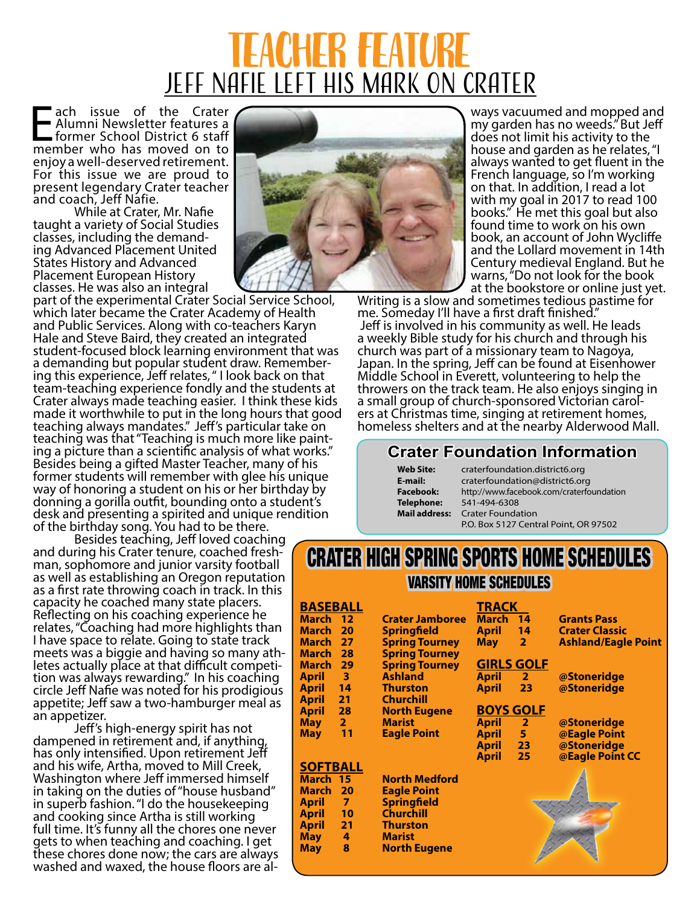# TEACHER FEATURE

## JEFF NAFIE LEFT HIS MARK ON CRATER

Each issue of the Crater Alumni Newsletter features a former School District 6 staff member who has moved on to enjoy a well-deserved retirement. For this issue we are proud to present legendary Crater teacher and coach, Jeff Nafie.

While at Crater, Mr. Nafie taught a variety of Social Studies classes, including the demanding Advanced Placement United States History and Advanced Placement European History classes. He was also an integral part of the experimental Crater Social Service School, which later became the Crater Academy of Health and Public Services. Along with co-teachers Karyn Hale and Steve Baird, they created an integrated student-focused block learning environment that was a demanding but popular student draw. Remembering this experience, Jeff relates, " I look back on that team-teaching experience fondly and the students at Crater always made teaching easier. I think these kids made it worthwhile to put in the long hours that good teaching always mandates." Jeff's particular take on teaching was that "Teaching is much more like painting a picture than a scientific analysis of what works." Besides being a gifted Master Teacher, many of his former students will remember with glee his unique way of honoring a student on his or her birthday by donning a gorilla outfit, bounding onto a student's desk and presenting a spirited and unique rendition of the birthday song. You had to be there.

Besides teaching, Jeff loved coaching and during his Crater tenure, coached freshman, sophomore and junior varsity football as well as establishing an Oregon reputation as a first rate throwing coach in track. In this capacity he coached many state placers. Reflecting on his coaching experience he relates, "Coaching had more highlights than I have space to relate. Going to state track meets was a biggie and having so many athletes actually place at that difficult competition was always rewarding." In his coaching circle Jeff Nafie was noted for his prodigious appetite; Jeff saw a two-hamburger meal as an appetizer.

Jeff's high-energy spirit has not dampened in retirement and, if anything, has only intensified. Upon retirement Jeff and his wife, Artha, moved to Mill Creek, Washington where Jeff immersed himself in taking on the duties of "house husband" in superb fashion. "I do the housekeeping and cooking since Artha is still working full time. It's funny all the chores one never gets to when teaching and coaching. I get these chores done now; the cars are always washed and waxed, the house floors are always vacuumed and mopped and my garden has no weeds." But Jeff does not limit his activity to the house and garden as he relates, "I always wanted to get fluent in the French language, so I'm working on that. In addition, I read a lot with my goal in 2017 to read 100 books." He met this goal but also found time to work on his own book, an account of John Wycliffe and the Lollard movement in 14th Century medieval England. But he warns, "Do not look for the book at the bookstore or online just yet. Writing is a slow and sometimes tedious pastime for me. Someday I'll have a first draft finished."

Jeff is involved in his community as well. He leads a weekly Bible study for his church and through his church was part of a missionary team to Nagoya, Japan. In the spring, Jeff can be found at Eisenhower Middle School in Everett, volunteering to help the throwers on the track team. He also enjoys singing in a small group of church-sponsored Victorian carolers at Christmas time, singing at retirement homes, homeless shelters and at the nearby Alderwood Mall.

## Crater Foundation Information

| | |
|---|---|
| **Web Site:** | craterfoundation.district6.org |
| **E-mail:** | craterfoundation@district6.org |
| **Facebook:** | http://www.facebook.com/craterfoundation |
| **Telephone:** | 541-494-6308 |
| **Mail address:** | Crater Foundation<br>P.O. Box 5127 Central Point, OR 97502 |

## CRATER HIGH SPRING SPORTS HOME SCHEDULES

### VARSITY HOME SCHEDULES

**BASEBALL**

| Date | Opponent |
|---|---|
| March 12 | Crater Jamboree |
| March 20 | Springfield |
| March 27 | Spring Tourney |
| March 28 | Spring Tourney |
| March 29 | Spring Tourney |
| April 3 | Ashland |
| April 14 | Thurston |
| April 21 | Churchill |
| April 28 | North Eugene |
| May 2 | Marist |
| May 11 | Eagle Point |

**SOFTBALL**

| Date | Opponent |
|---|---|
| March 15 | North Medford |
| March 20 | Eagle Point |
| April 7 | Springfield |
| April 10 | Churchill |
| April 21 | Thurston |
| May 4 | Marist |
| May 8 | North Eugene |

**TRACK**

| Date | Event |
|---|---|
| March 14 | Grants Pass |
| April 14 | Crater Classic |
| May 2 | Ashland/Eagle Point |

**GIRLS GOLF**

| Date | Location |
|---|---|
| April 2 | @Stoneridge |
| April 23 | @Stoneridge |

**BOYS GOLF**

| Date | Location |
|---|---|
| April 2 | @Stoneridge |
| April 5 | @Eagle Point |
| April 23 | @Stoneridge |
| April 25 | @Eagle Point CC |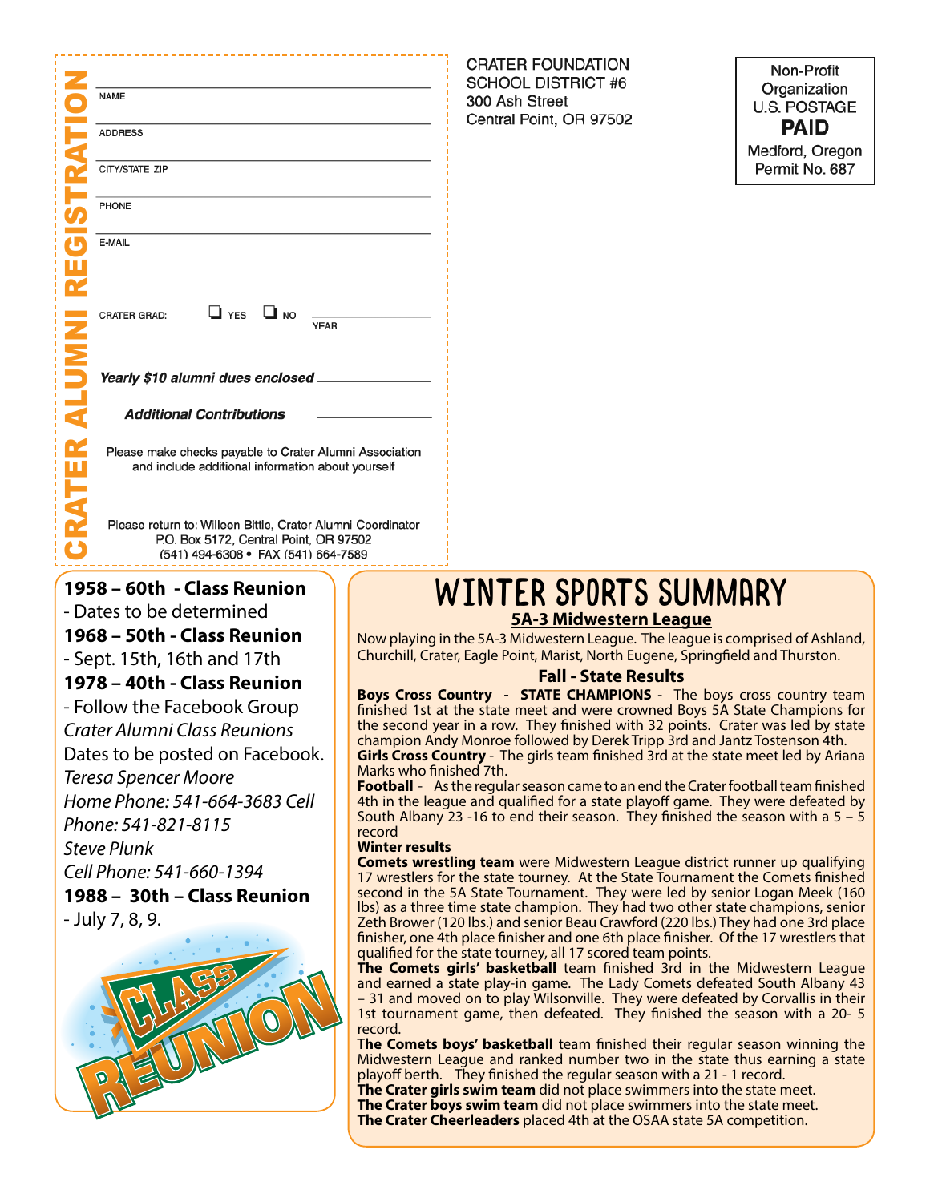## CRATER ALUMNI REGISTRATION

NAME

ADDRESS

CITY/STATE ZIP

PHONE

E-MAIL

CRATER GRAD: ☐ YES ☐ NO YEAR

***Yearly $10 alumni dues enclosed***

***Additional Contributions***

Please make checks payable to Crater Alumni Association and include additional information about yourself

Please return to: Willeen Bittle, Crater Alumni Coordinator
P.O. Box 5172, Central Point, OR 97502
(541) 494-6308 • FAX (541) 664-7589

CRATER FOUNDATION
SCHOOL DISTRICT #6
300 Ash Street
Central Point, OR 97502

Non-Profit Organization
U.S. POSTAGE
**PAID**
Medford, Oregon
Permit No. 687

**1958 – 60th - Class Reunion**
- Dates to be determined

**1968 – 50th - Class Reunion**
- Sept. 15th, 16th and 17th

**1978 – 40th - Class Reunion**
- Follow the Facebook Group *Crater Alumni Class Reunions*
Dates to be posted on Facebook.
*Teresa Spencer Moore*
*Home Phone: 541-664-3683 Cell Phone: 541-821-8115*
*Steve Plunk*
*Cell Phone: 541-660-1394*

**1988 – 30th – Class Reunion**
- July 7, 8, 9.

# WINTER SPORTS SUMMARY

## 5A-3 Midwestern League

Now playing in the 5A-3 Midwestern League. The league is comprised of Ashland, Churchill, Crater, Eagle Point, Marist, North Eugene, Springfield and Thurston.

## Fall - State Results

**Boys Cross Country - STATE CHAMPIONS** - The boys cross country team finished 1st at the state meet and were crowned Boys 5A State Champions for the second year in a row. They finished with 32 points. Crater was led by state champion Andy Monroe followed by Derek Tripp 3rd and Jantz Tostenson 4th.

**Girls Cross Country** - The girls team finished 3rd at the state meet led by Ariana Marks who finished 7th.

**Football** - As the regular season came to an end the Crater football team finished 4th in the league and qualified for a state playoff game. They were defeated by South Albany 23 -16 to end their season. They finished the season with a 5 – 5 record

**Winter results**

**Comets wrestling team** were Midwestern League district runner up qualifying 17 wrestlers for the state tourney. At the State Tournament the Comets finished second in the 5A State Tournament. They were led by senior Logan Meek (160 lbs) as a three time state champion. They had two other state champions, senior Zeth Brower (120 lbs.) and senior Beau Crawford (220 lbs.) They had one 3rd place finisher, one 4th place finisher and one 6th place finisher. Of the 17 wrestlers that qualified for the state tourney, all 17 scored team points.

**The Comets girls' basketball** team finished 3rd in the Midwestern League and earned a state play-in game. The Lady Comets defeated South Albany 43 – 31 and moved on to play Wilsonville. They were defeated by Corvallis in their 1st tournament game, then defeated. They finished the season with a 20- 5 record.

T**he Comets boys' basketball** team finished their regular season winning the Midwestern League and ranked number two in the state thus earning a state playoff berth. They finished the regular season with a 21 - 1 record.

**The Crater girls swim team** did not place swimmers into the state meet.

**The Crater boys swim team** did not place swimmers into the state meet.

**The Crater Cheerleaders** placed 4th at the OSAA state 5A competition.